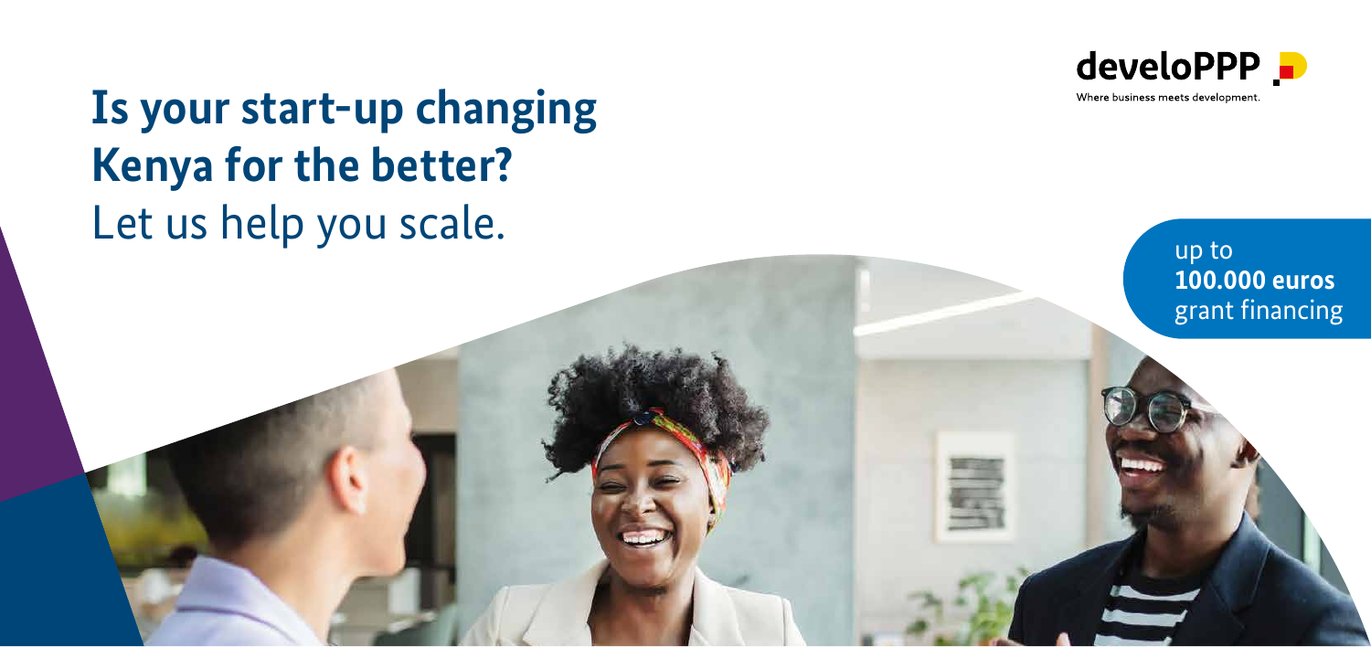# Is your start-up changing Kenya for the better?

Let us help you scale.

develoPPP

Where business meets development.

up to **100.000 euros** grant financing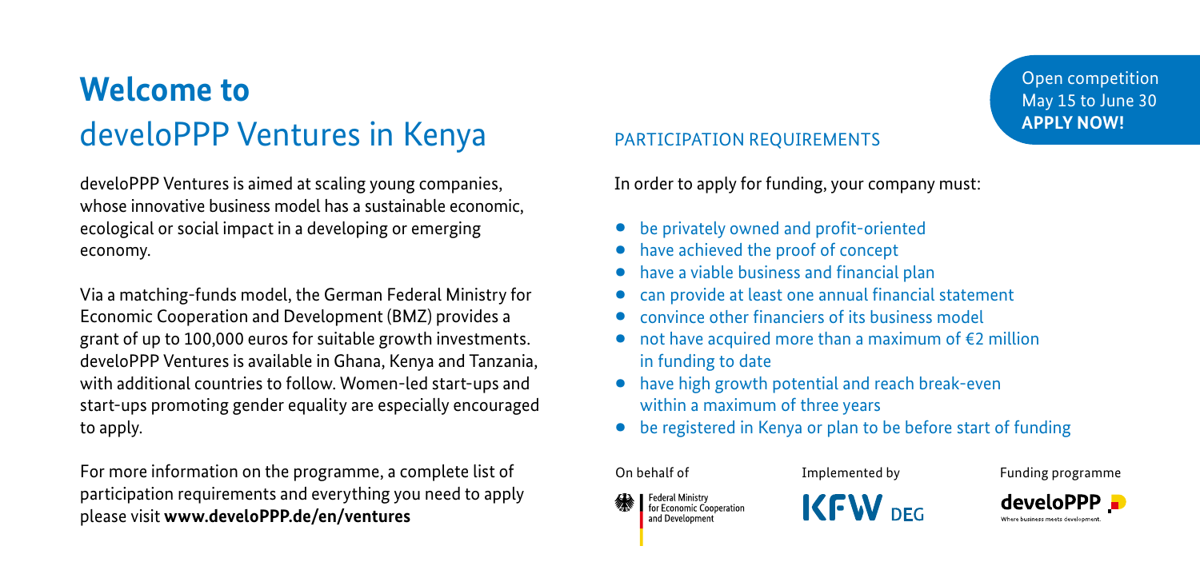# Welcome to developPP Ventures in Kenya

developPP Ventures is aimed at scaling young companies, whose innovative business model has a sustainable economic, ecological or social impact in a developing or emerging economy.

Via a matching-funds model, the German Federal Ministry for Economic Cooperation and Development (BMZ) provides a grant of up to 100,000 euros for suitable growth investments. develoPPP Ventures is available in Ghana, Kenya and Tanzania, with additional countries to follow. Women-led start-ups and start-ups promoting gender equality are especially encouraged to apply.

For more information on the programme, a complete list of participation requirements and everything you need to apply please visit **www.develoPPP.de/en/ventures**

Open competition May 15 to June 30 **APPLY NOW!**

## PARTICIPATION REQUIREMENTS

In order to apply for funding, your company must:

- be privately owned and profit-oriented
- have achieved the proof of concept
- have a viable business and financial plan
- can provide at least one annual financial statement
- convince other financiers of its business model
- not have acquired more than a maximum of €2 million in funding to date
- have high growth potential and reach break-even within a maximum of three years
- be registered in Kenya or plan to be before start of funding

On behalf of

Federal Ministry for Economic Cooperation and Development

Implemented by

KFW DEG

Funding programme

develoPPP

Where business meets development.